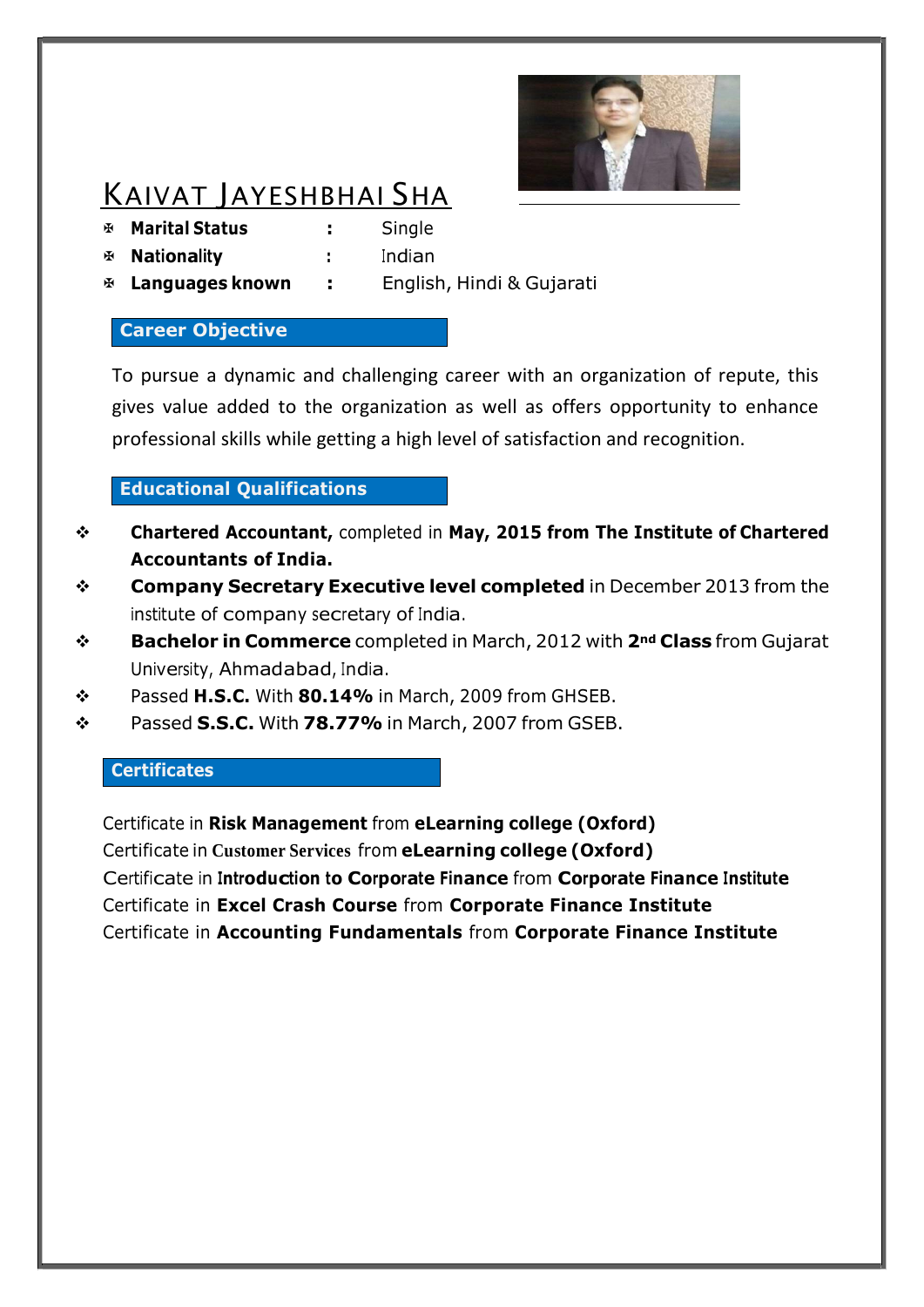# KAIVAT JAYESHBHAI SHA

- **Marital Status** : Single
- **Nationality** : Indian
- **Languages known** : English, Hindi & Gujarati

## Career Objective

To pursue a dynamic and challenging career with an organization of repute, this gives value added to the organization as well as offers opportunity to enhance professional skills while getting a high level of satisfaction and recognition.

## Educational Qualifications

- **Chartered Accountant,** completed in **May, 2015 from The Institute of Chartered Accountants of India.**
- **Company Secretary Executive level completed** in December 2013 from the institute of company secretary of India.
- **Bachelor in Commerce** completed in March, 2012 with **2nd Class** from Gujarat University, Ahmadabad, India.
- Passed **H.S.C.** With **80.14%** in March, 2009 from GHSEB.
- Passed **S.S.C.** With **78.77%** in March, 2007 from GSEB.

## Certificates

Certificate in **Risk Management** from **eLearning college (Oxford)**
Certificate in **Customer Services** from **eLearning college (Oxford)**
Certificate in **Introduction to Corporate Finance** from **Corporate Finance Institute**
Certificate in **Excel Crash Course** from **Corporate Finance Institute**
Certificate in **Accounting Fundamentals** from **Corporate Finance Institute**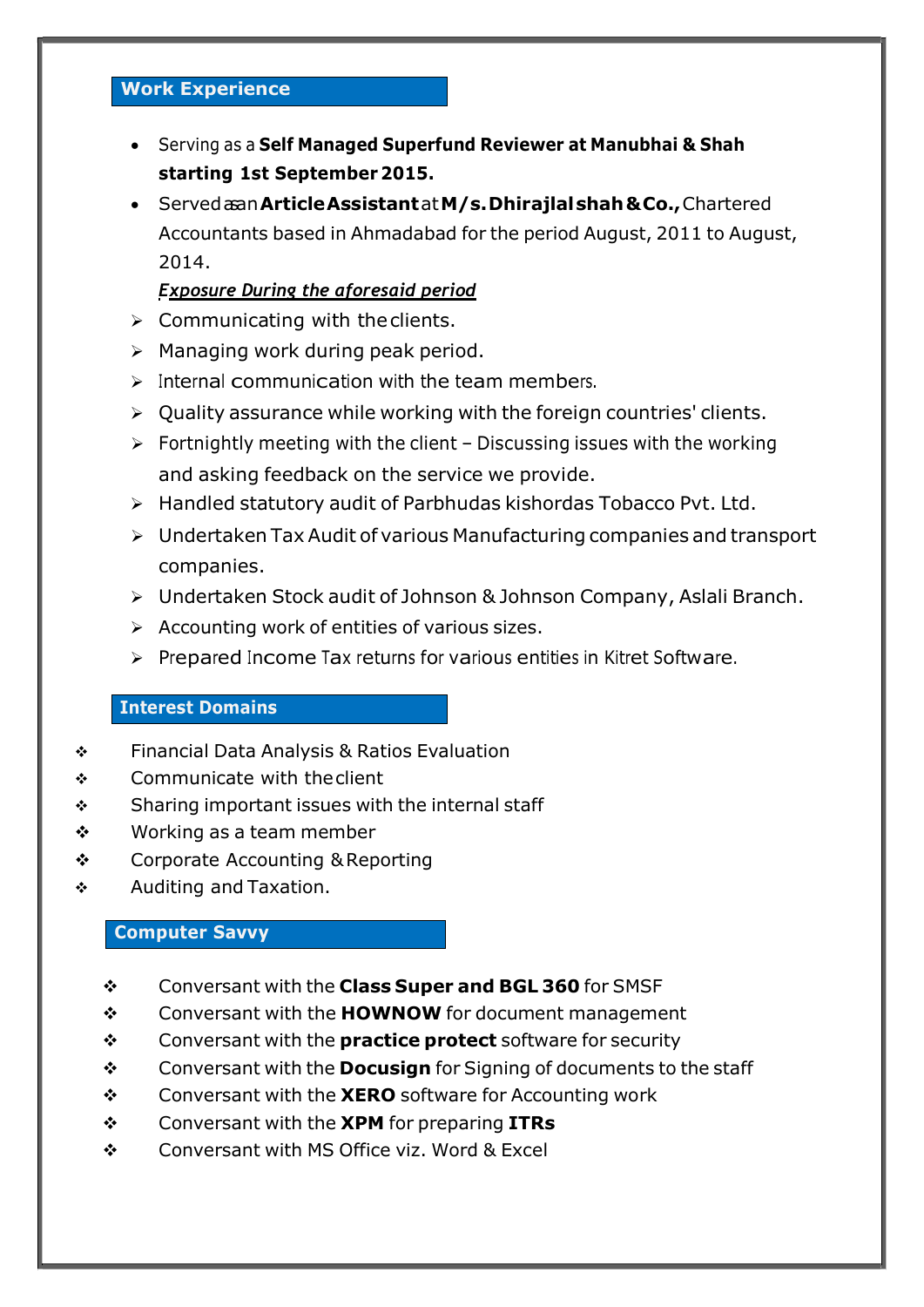## Work Experience

- Serving as a **Self Managed Superfund Reviewer at Manubhai & Shah starting 1st September 2015.**
- Served as an **Article Assistant** at **M/s. Dhirajlal shah & Co.,** Chartered Accountants based in Ahmadabad for the period August, 2011 to August, 2014.

***Exposure During the aforesaid period***

- Communicating with the clients.
- Managing work during peak period.
- Internal communication with the team members.
- Quality assurance while working with the foreign countries' clients.
- Fortnightly meeting with the client – Discussing issues with the working and asking feedback on the service we provide.
- Handled statutory audit of Parbhudas kishordas Tobacco Pvt. Ltd.
- Undertaken Tax Audit of various Manufacturing companies and transport companies.
- Undertaken Stock audit of Johnson & Johnson Company, Aslali Branch.
- Accounting work of entities of various sizes.
- Prepared Income Tax returns for various entities in Kitret Software.

## Interest Domains

- Financial Data Analysis & Ratios Evaluation
- Communicate with the client
- Sharing important issues with the internal staff
- Working as a team member
- Corporate Accounting & Reporting
- Auditing and Taxation.

## Computer Savvy

- Conversant with the **Class Super and BGL 360** for SMSF
- Conversant with the **HOWNOW** for document management
- Conversant with the **practice protect** software for security
- Conversant with the **Docusign** for Signing of documents to the staff
- Conversant with the **XERO** software for Accounting work
- Conversant with the **XPM** for preparing **ITRs**
- Conversant with MS Office viz. Word & Excel